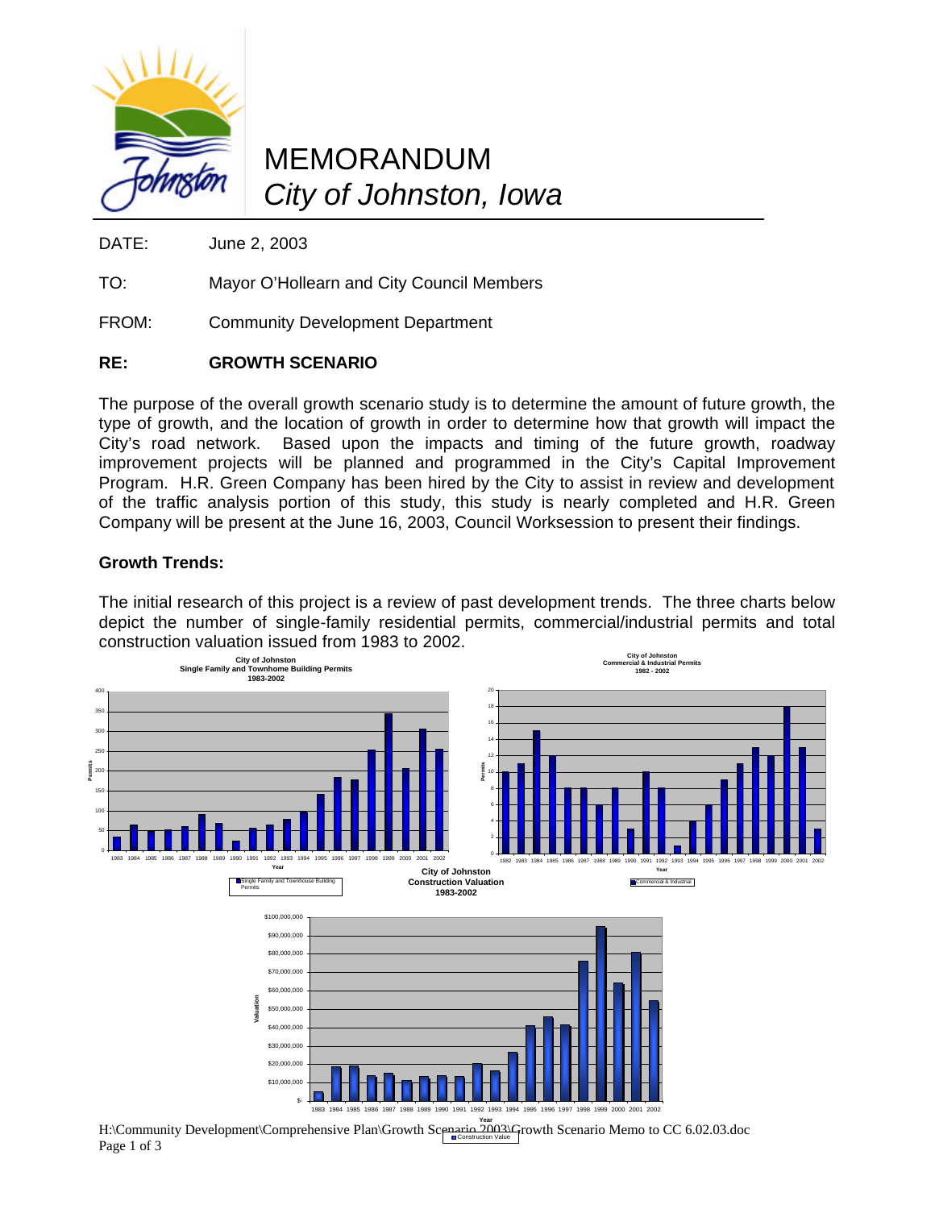# MEMORANDUM
## *City of Johnston, Iowa*

DATE: June 2, 2003

TO: Mayor O'Hollearn and City Council Members

FROM: Community Development Department

**RE: GROWTH SCENARIO**

The purpose of the overall growth scenario study is to determine the amount of future growth, the type of growth, and the location of growth in order to determine how that growth will impact the City's road network. Based upon the impacts and timing of the future growth, roadway improvement projects will be planned and programmed in the City's Capital Improvement Program. H.R. Green Company has been hired by the City to assist in review and development of the traffic analysis portion of this study, this study is nearly completed and H.R. Green Company will be present at the June 16, 2003, Council Worksession to present their findings.

**Growth Trends:**

The initial research of this project is a review of past development trends. The three charts below depict the number of single-family residential permits, commercial/industrial permits and total construction valuation issued from 1983 to 2002.

City of Johnston
Single Family and Townhome Building Permits
1983-2002

City of Johnston
Commercial & Industrial Permits
1982 - 2002

City of Johnston
Construction Valuation
1983-2002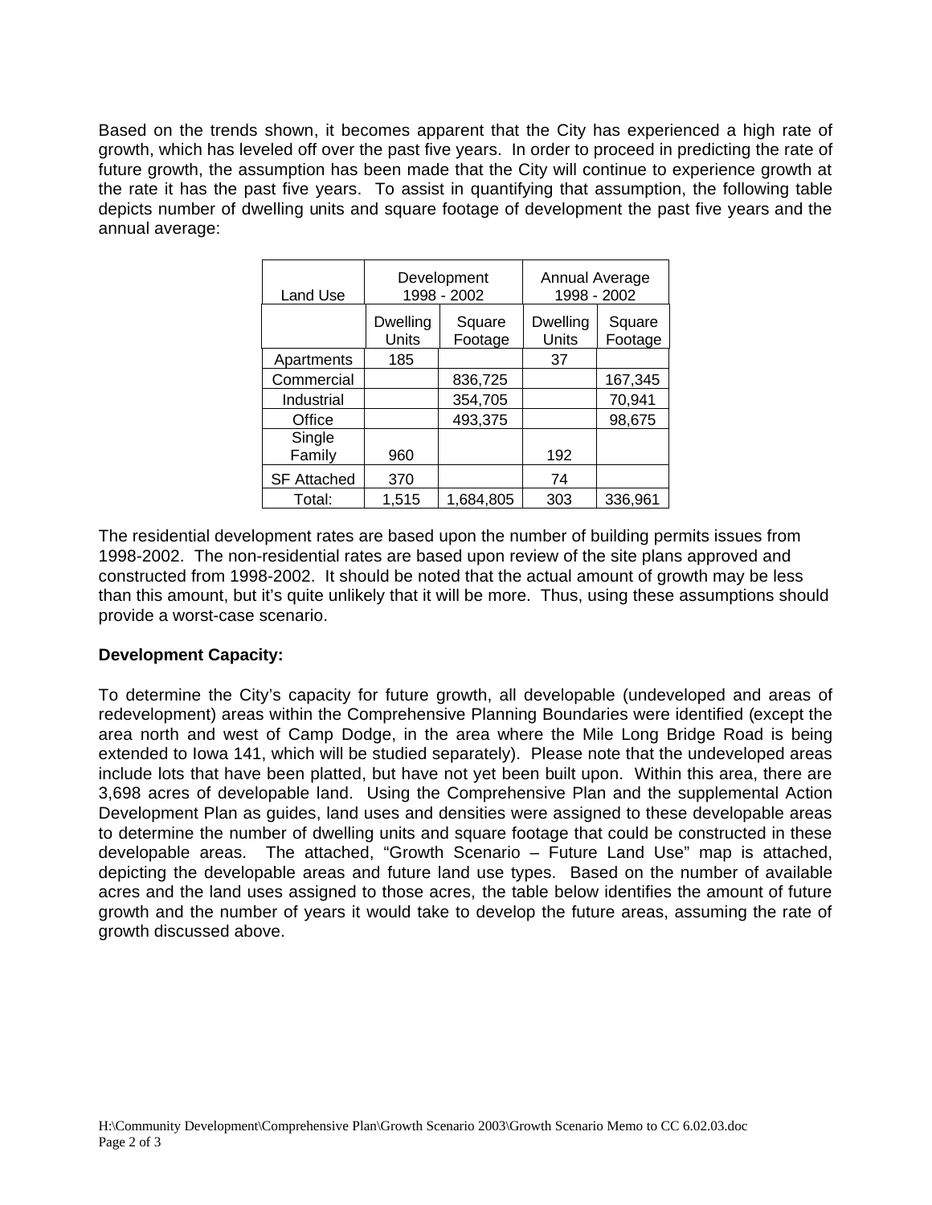Based on the trends shown, it becomes apparent that the City has experienced a high rate of growth, which has leveled off over the past five years. In order to proceed in predicting the rate of future growth, the assumption has been made that the City will continue to experience growth at the rate it has the past five years. To assist in quantifying that assumption, the following table depicts number of dwelling units and square footage of development the past five years and the annual average:

| Land Use | Development 1998 - 2002 | | Annual Average 1998 - 2002 | |
|---|---|---|---|---|
| | Dwelling Units | Square Footage | Dwelling Units | Square Footage |
| Apartments | 185 | | 37 | |
| Commercial | | 836,725 | | 167,345 |
| Industrial | | 354,705 | | 70,941 |
| Office | | 493,375 | | 98,675 |
| Single Family | 960 | | 192 | |
| SF Attached | 370 | | 74 | |
| Total: | 1,515 | 1,684,805 | 303 | 336,961 |

The residential development rates are based upon the number of building permits issues from 1998-2002. The non-residential rates are based upon review of the site plans approved and constructed from 1998-2002. It should be noted that the actual amount of growth may be less than this amount, but it's quite unlikely that it will be more. Thus, using these assumptions should provide a worst-case scenario.

**Development Capacity:**

To determine the City's capacity for future growth, all developable (undeveloped and areas of redevelopment) areas within the Comprehensive Planning Boundaries were identified (except the area north and west of Camp Dodge, in the area where the Mile Long Bridge Road is being extended to Iowa 141, which will be studied separately). Please note that the undeveloped areas include lots that have been platted, but have not yet been built upon. Within this area, there are 3,698 acres of developable land. Using the Comprehensive Plan and the supplemental Action Development Plan as guides, land uses and densities were assigned to these developable areas to determine the number of dwelling units and square footage that could be constructed in these developable areas. The attached, "Growth Scenario – Future Land Use" map is attached, depicting the developable areas and future land use types. Based on the number of available acres and the land uses assigned to those acres, the table below identifies the amount of future growth and the number of years it would take to develop the future areas, assuming the rate of growth discussed above.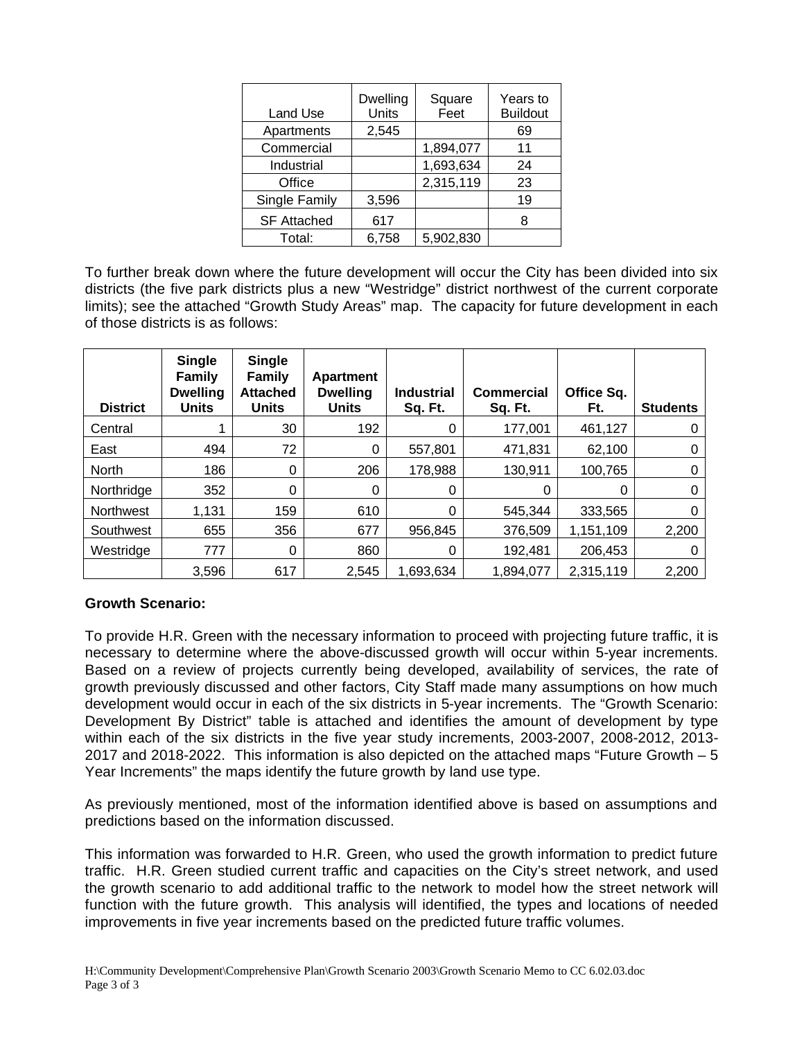| Land Use | Dwelling Units | Square Feet | Years to Buildout |
|---|---|---|---|
| Apartments | 2,545 | | 69 |
| Commercial | | 1,894,077 | 11 |
| Industrial | | 1,693,634 | 24 |
| Office | | 2,315,119 | 23 |
| Single Family | 3,596 | | 19 |
| SF Attached | 617 | | 8 |
| Total: | 6,758 | 5,902,830 | |

To further break down where the future development will occur the City has been divided into six districts (the five park districts plus a new "Westridge" district northwest of the current corporate limits); see the attached "Growth Study Areas" map. The capacity for future development in each of those districts is as follows:

| District | Single Family Dwelling Units | Single Family Attached Units | Apartment Dwelling Units | Industrial Sq. Ft. | Commercial Sq. Ft. | Office Sq. Ft. | Students |
|---|---|---|---|---|---|---|---|
| Central | 1 | 30 | 192 | 0 | 177,001 | 461,127 | 0 |
| East | 494 | 72 | 0 | 557,801 | 471,831 | 62,100 | 0 |
| North | 186 | 0 | 206 | 178,988 | 130,911 | 100,765 | 0 |
| Northridge | 352 | 0 | 0 | 0 | 0 | 0 | 0 |
| Northwest | 1,131 | 159 | 610 | 0 | 545,344 | 333,565 | 0 |
| Southwest | 655 | 356 | 677 | 956,845 | 376,509 | 1,151,109 | 2,200 |
| Westridge | 777 | 0 | 860 | 0 | 192,481 | 206,453 | 0 |
| | 3,596 | 617 | 2,545 | 1,693,634 | 1,894,077 | 2,315,119 | 2,200 |

**Growth Scenario:**

To provide H.R. Green with the necessary information to proceed with projecting future traffic, it is necessary to determine where the above-discussed growth will occur within 5-year increments. Based on a review of projects currently being developed, availability of services, the rate of growth previously discussed and other factors, City Staff made many assumptions on how much development would occur in each of the six districts in 5-year increments. The "Growth Scenario: Development By District" table is attached and identifies the amount of development by type within each of the six districts in the five year study increments, 2003-2007, 2008-2012, 2013-2017 and 2018-2022. This information is also depicted on the attached maps "Future Growth – 5 Year Increments" the maps identify the future growth by land use type.

As previously mentioned, most of the information identified above is based on assumptions and predictions based on the information discussed.

This information was forwarded to H.R. Green, who used the growth information to predict future traffic. H.R. Green studied current traffic and capacities on the City's street network, and used the growth scenario to add additional traffic to the network to model how the street network will function with the future growth. This analysis will identified, the types and locations of needed improvements in five year increments based on the predicted future traffic volumes.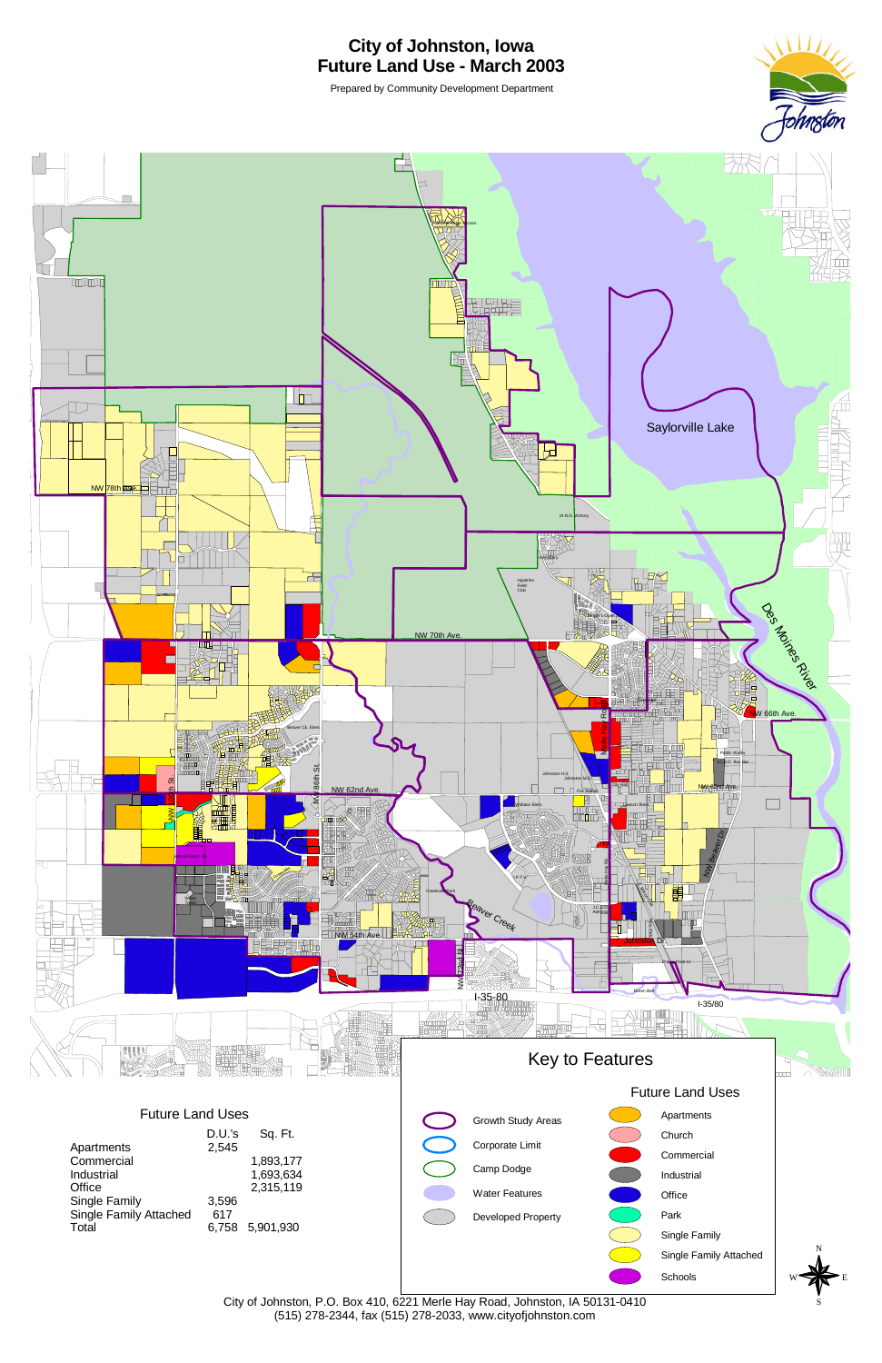# City of Johnston, Iowa
## Future Land Use - March 2003

Prepared by Community Development Department

### Future Land Uses

| | D.U.'s | Sq. Ft. |
|---|---|---|
| Apartments | 2,545 | |
| Commercial | | 1,893,177 |
| Industrial | | 1,693,634 |
| Office | | 2,315,119 |
| Single Family | 3,596 | |
| Single Family Attached | 617 | |
| Total | 6,758 | 5,901,930 |

### Key to Features

- Growth Study Areas
- Corporate Limit
- Camp Dodge
- Water Features
- Developed Property

**Future Land Uses**

- Apartments
- Church
- Commercial
- Industrial
- Office
- Park
- Single Family
- Single Family Attached
- Schools

City of Johnston, P.O. Box 410, 6221 Merle Hay Road, Johnston, IA 50131-0410
(515) 278-2344, fax (515) 278-2033, www.cityofjohnston.com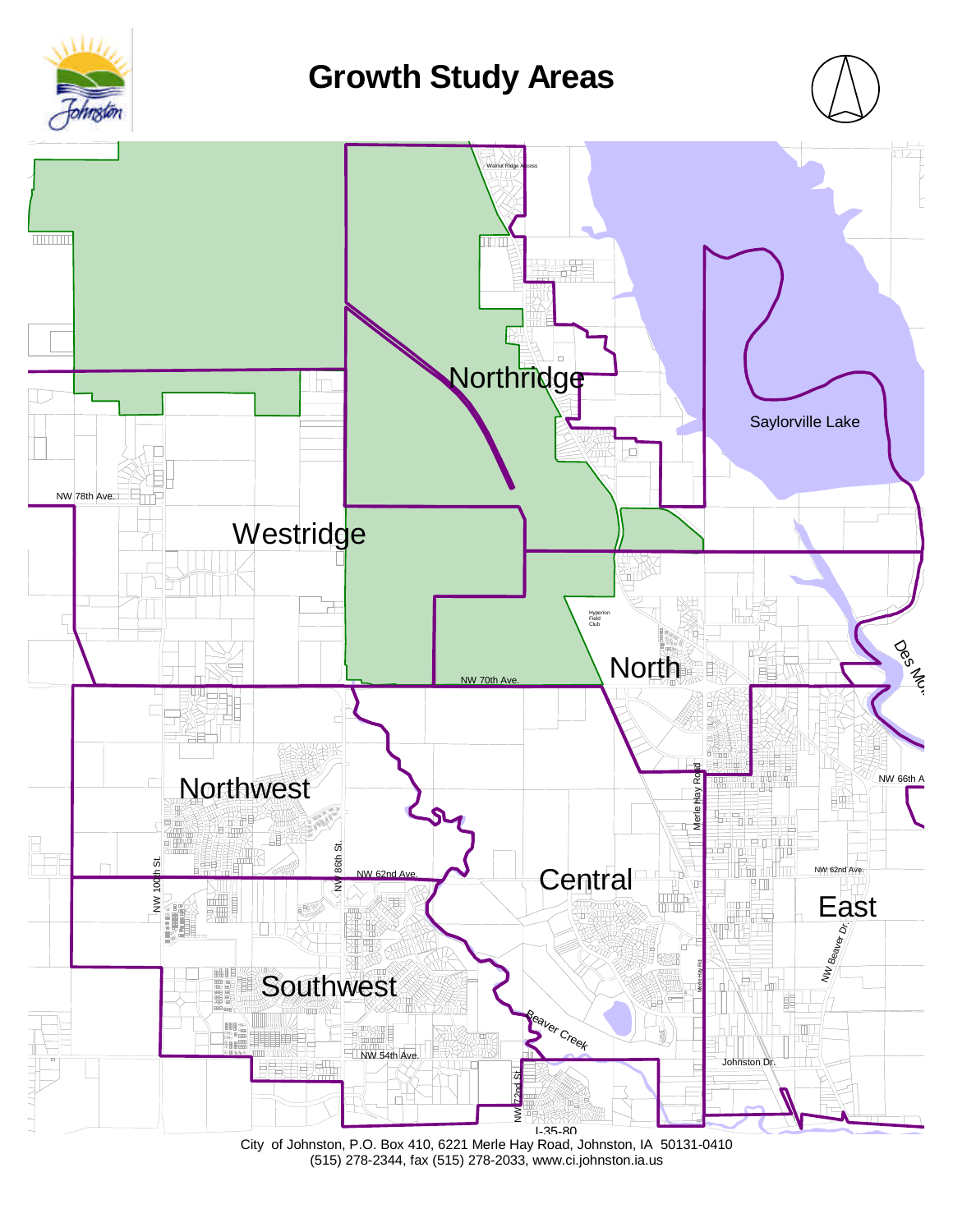# Growth Study Areas

Northridge

Westridge

North

Northwest

Central

East

Southwest

Saylorville Lake

Walnut Ridge Access

NW 78th Ave.

NW 70th Ave.

Hyperion Field Club

Des Moi...

NW 66th A...

Merle Hay Road

NW 100th St.

NW 86th St.

NW 62nd Ave.

NW 62nd Ave.

NW Beaver Dr.

Merle Hay Rd.

Beaver Creek

NW 54th Ave.

NW 72nd St.

Johnston Dr.

I-35-80

City of Johnston, P.O. Box 410, 6221 Merle Hay Road, Johnston, IA 50131-0410
(515) 278-2344, fax (515) 278-2033, www.ci.johnston.ia.us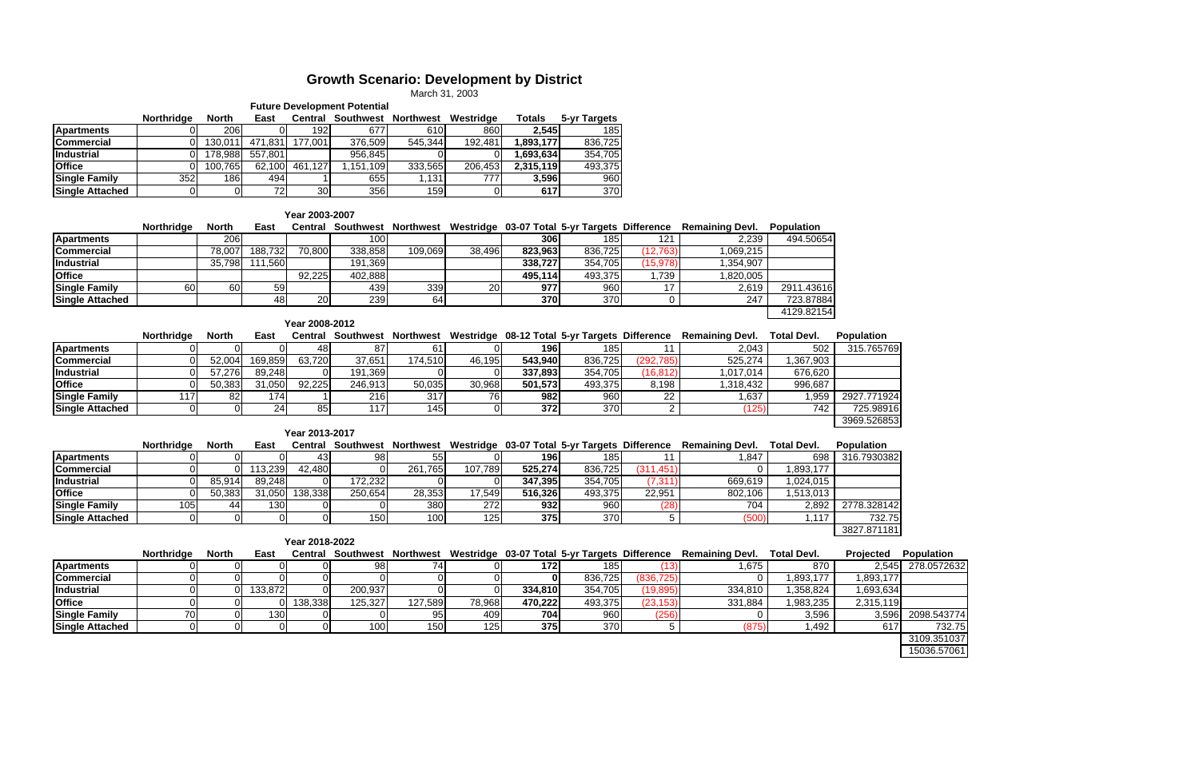# Growth Scenario: Development by District

March 31, 2003

**Future Development Potential**

| | Northridge | North | East | Central | Southwest | Northwest | Westridge | Totals | 5-yr Targets |
|---|---|---|---|---|---|---|---|---|---|
| **Apartments** | 0 | 206 | 0 | 192 | 677 | 610 | 860 | **2,545** | 185 |
| **Commercial** | 0 | 130,011 | 471,831 | 177,001 | 376,509 | 545,344 | 192,481 | **1,893,177** | 836,725 |
| **Industrial** | 0 | 178,988 | 557,801 | | 956,845 | 0 | 0 | **1,693,634** | 354,705 |
| **Office** | 0 | 100,765 | 62,100 | 461,127 | 1,151,109 | 333,565 | 206,453 | **2,315,119** | 493,375 |
| **Single Family** | 352 | 186 | 494 | 1 | 655 | 1,131 | 777 | **3,596** | 960 |
| **Single Attached** | 0 | 0 | 72 | 30 | 356 | 159 | 0 | **617** | 370 |

**Year 2003-2007**

| | Northridge | North | East | Central | Southwest | Northwest | Westridge | 03-07 Total | 5-yr Targets | Difference | Remaining Devl. | Population |
|---|---|---|---|---|---|---|---|---|---|---|---|---|
| **Apartments** | | 206 | | | 100 | | | **306** | 185 | 121 | 2,239 | 494.50654 |
| **Commercial** | | 78,007 | 188,732 | 70,800 | 338,858 | 109,069 | 38,496 | **823,963** | 836,725 | (12,763) | 1,069,215 | |
| **Industrial** | | 35,798 | 111,560 | | 191,369 | | | **338,727** | 354,705 | (15,978) | 1,354,907 | |
| **Office** | | | | 92,225 | 402,888 | | | **495,114** | 493,375 | 1,739 | 1,820,005 | |
| **Single Family** | 60 | 60 | 59 | | 439 | 339 | 20 | **977** | 960 | 17 | 2,619 | 2911.43616 |
| **Single Attached** | | | 48 | 20 | 239 | 64 | | **370** | 370 | 0 | 247 | 723.87884 |
| | | | | | | | | | | | | 4129.82154 |

**Year 2008-2012**

| | Northridge | North | East | Central | Southwest | Northwest | Westridge | 08-12 Total | 5-yr Targets | Difference | Remaining Devl. | Total Devl. | Population |
|---|---|---|---|---|---|---|---|---|---|---|---|---|---|
| **Apartments** | 0 | 0 | 0 | 48 | 87 | 61 | 0 | **196** | 185 | 11 | 2,043 | 502 | 315.765769 |
| **Commercial** | 0 | 52,004 | 169,859 | 63,720 | 37,651 | 174,510 | 46,195 | **543,940** | 836,725 | (292,785) | 525,274 | 1,367,903 | |
| **Industrial** | 0 | 57,276 | 89,248 | 0 | 191,369 | 0 | 0 | **337,893** | 354,705 | (16,812) | 1,017,014 | 676,620 | |
| **Office** | 0 | 50,383 | 31,050 | 92,225 | 246,913 | 50,035 | 30,968 | **501,573** | 493,375 | 8,198 | 1,318,432 | 996,687 | |
| **Single Family** | 117 | 82 | 174 | 1 | 216 | 317 | 76 | **982** | 960 | 22 | 1,637 | 1,959 | 2927.771924 |
| **Single Attached** | 0 | 0 | 24 | 85 | 117 | 145 | 0 | **372** | 370 | 2 | (125) | 742 | 725.98916 |
| | | | | | | | | | | | | | 3969.526853 |

**Year 2013-2017**

| | Northridge | North | East | Central | Southwest | Northwest | Westridge | 03-07 Total | 5-yr Targets | Difference | Remaining Devl. | Total Devl. | Population |
|---|---|---|---|---|---|---|---|---|---|---|---|---|---|
| **Apartments** | 0 | 0 | 0 | 43 | 98 | 55 | 0 | **196** | 185 | 11 | 1,847 | 698 | 316.7930382 |
| **Commercial** | 0 | 0 | 113,239 | 42,480 | 0 | 261,765 | 107,789 | **525,274** | 836,725 | (311,451) | 0 | 1,893,177 | |
| **Industrial** | 0 | 85,914 | 89,248 | 0 | 172,232 | 0 | 0 | **347,395** | 354,705 | (7,311) | 669,619 | 1,024,015 | |
| **Office** | 0 | 50,383 | 31,050 | 138,338 | 250,654 | 28,353 | 17,549 | **516,326** | 493,375 | 22,951 | 802,106 | 1,513,013 | |
| **Single Family** | 105 | 44 | 130 | 0 | 0 | 380 | 272 | **932** | 960 | (28) | 704 | 2,892 | 2778.328142 |
| **Single Attached** | 0 | 0 | 0 | 0 | 150 | 100 | 125 | **375** | 370 | 5 | (500) | 1,117 | 732.75 |
| | | | | | | | | | | | | | 3827.871181 |

**Year 2018-2022**

| | Northridge | North | East | Central | Southwest | Northwest | Westridge | 03-07 Total | 5-yr Targets | Difference | Remaining Devl. | Total Devl. | Projected | Population |
|---|---|---|---|---|---|---|---|---|---|---|---|---|---|---|
| **Apartments** | 0 | 0 | 0 | 0 | 98 | 74 | 0 | **172** | 185 | (13) | 1,675 | 870 | 2,545 | 278.0572632 |
| **Commercial** | 0 | 0 | 0 | 0 | 0 | 0 | 0 | **0** | 836,725 | (836,725) | 0 | 1,893,177 | 1,893,177 | |
| **Industrial** | 0 | 0 | 133,872 | 0 | 200,937 | 0 | 0 | **334,810** | 354,705 | (19,895) | 334,810 | 1,358,824 | 1,693,634 | |
| **Office** | 0 | 0 | 0 | 138,338 | 125,327 | 127,589 | 78,968 | **470,222** | 493,375 | (23,153) | 331,884 | 1,983,235 | 2,315,119 | |
| **Single Family** | 70 | 0 | 130 | 0 | 0 | 95 | 409 | **704** | 960 | (256) | 0 | 3,596 | 3,596 | 2098.543774 |
| **Single Attached** | 0 | 0 | 0 | 0 | 100 | 150 | 125 | **375** | 370 | 5 | (875) | 1,492 | 617 | 732.75 |
| | | | | | | | | | | | | | | 3109.351037 |
| | | | | | | | | | | | | | | 15036.57061 |